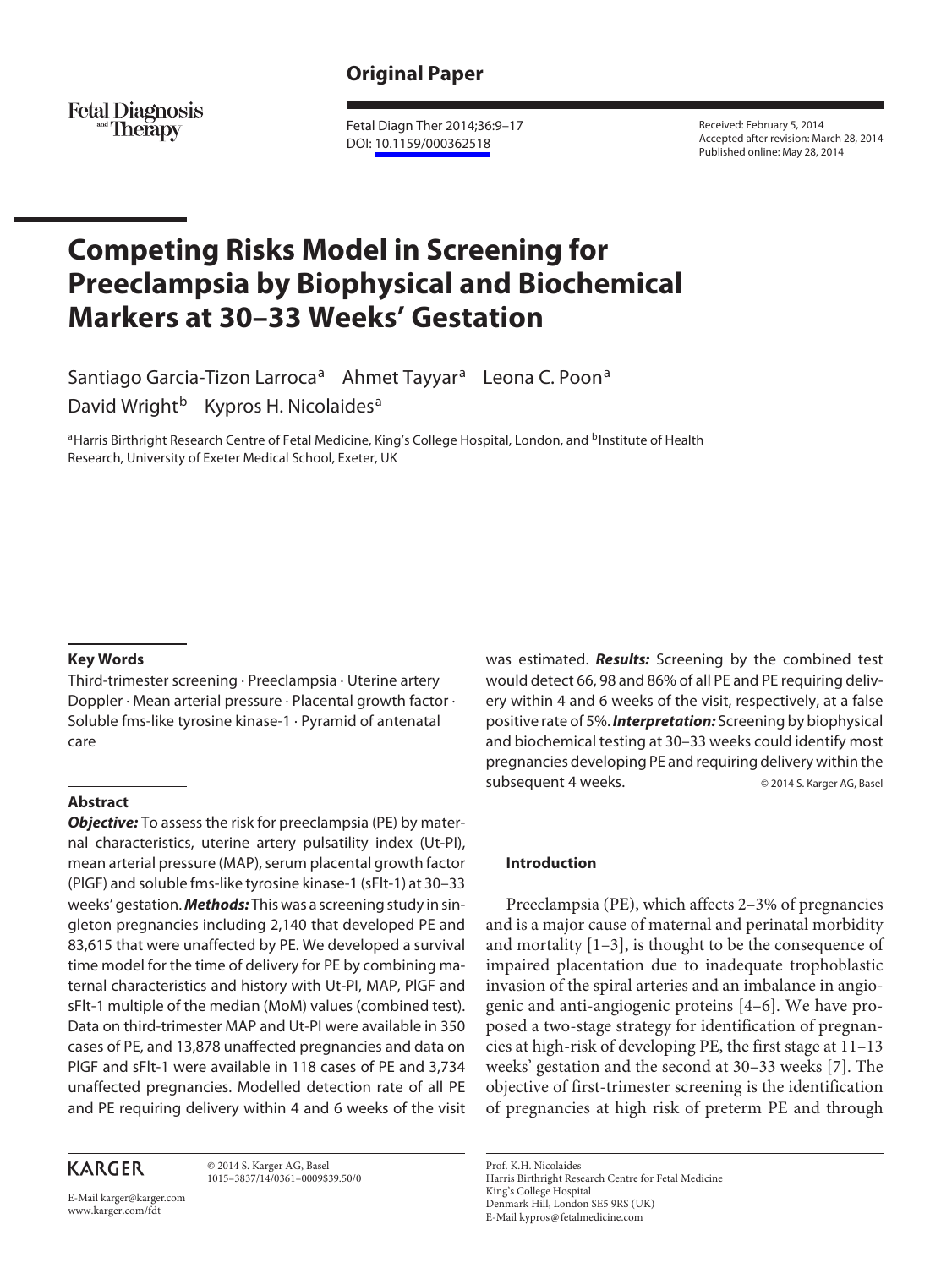Original Paper

Fetal Diagn Ther 2014;36:9–17
DOI: 10.1159/000362518

Received: February 5, 2014
Accepted after revision: March 28, 2014
Published online: May 28, 2014

# Competing Risks Model in Screening for Preeclampsia by Biophysical and Biochemical Markers at 30–33 Weeks' Gestation

Santiago Garcia-Tizon Larroca[a] Ahmet Tayyar[a] Leona C. Poon[a] David Wright[b] Kypros H. Nicolaides[a]

[a]Harris Birthright Research Centre of Fetal Medicine, King's College Hospital, London, and [b]Institute of Health Research, University of Exeter Medical School, Exeter, UK

### Key Words

Third-trimester screening · Preeclampsia · Uterine artery Doppler · Mean arterial pressure · Placental growth factor · Soluble fms-like tyrosine kinase-1 · Pyramid of antenatal care

### Abstract

***Objective:*** To assess the risk for preeclampsia (PE) by maternal characteristics, uterine artery pulsatility index (Ut-PI), mean arterial pressure (MAP), serum placental growth factor (PlGF) and soluble fms-like tyrosine kinase-1 (sFlt-1) at 30–33 weeks' gestation. ***Methods:*** This was a screening study in singleton pregnancies including 2,140 that developed PE and 83,615 that were unaffected by PE. We developed a survival time model for the time of delivery for PE by combining maternal characteristics and history with Ut-PI, MAP, PlGF and sFlt-1 multiple of the median (MoM) values (combined test). Data on third-trimester MAP and Ut-PI were available in 350 cases of PE, and 13,878 unaffected pregnancies and data on PlGF and sFlt-1 were available in 118 cases of PE and 3,734 unaffected pregnancies. Modelled detection rate of all PE and PE requiring delivery within 4 and 6 weeks of the visit was estimated. ***Results:*** Screening by the combined test would detect 66, 98 and 86% of all PE and PE requiring delivery within 4 and 6 weeks of the visit, respectively, at a false positive rate of 5%. ***Interpretation:*** Screening by biophysical and biochemical testing at 30–33 weeks could identify most pregnancies developing PE and requiring delivery within the subsequent 4 weeks.

© 2014 S. Karger AG, Basel

## Introduction

Preeclampsia (PE), which affects 2–3% of pregnancies and is a major cause of maternal and perinatal morbidity and mortality [1–3], is thought to be the consequence of impaired placentation due to inadequate trophoblastic invasion of the spiral arteries and an imbalance in angiogenic and anti-angiogenic proteins [4–6]. We have proposed a two-stage strategy for identification of pregnancies at high-risk of developing PE, the first stage at 11–13 weeks' gestation and the second at 30–33 weeks [7]. The objective of first-trimester screening is the identification of pregnancies at high risk of preterm PE and through

KARGER

© 2014 S. Karger AG, Basel
1015–3837/14/0361–0009$39.50/0

E-Mail karger@karger.com
www.karger.com/fdt

Prof. K.H. Nicolaides
Harris Birthright Research Centre for Fetal Medicine
King's College Hospital
Denmark Hill, London SE5 9RS (UK)
E-Mail kypros@fetalmedicine.com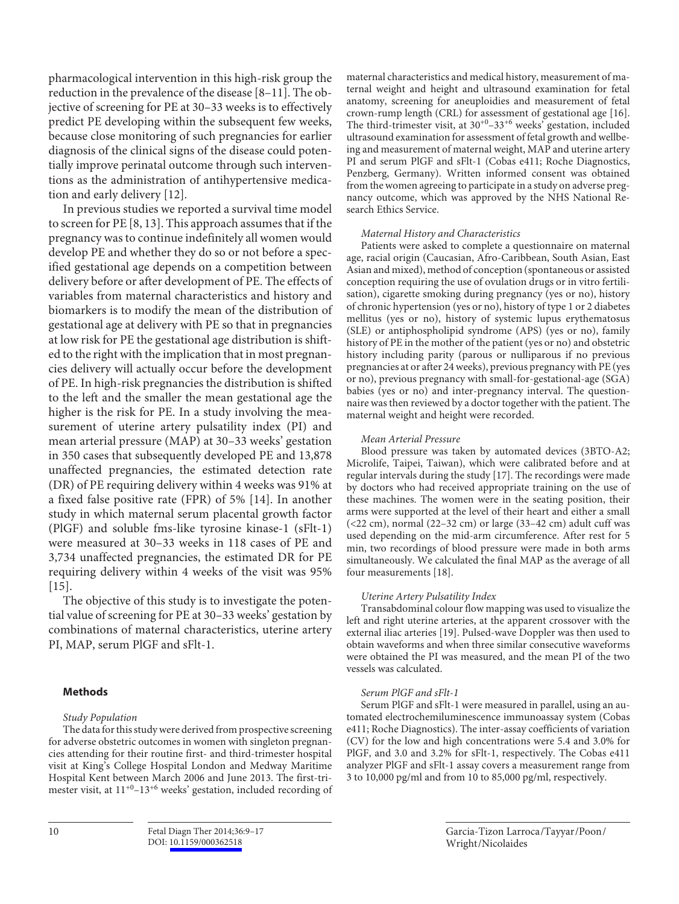pharmacological intervention in this high-risk group the reduction in the prevalence of the disease [8–11]. The objective of screening for PE at 30–33 weeks is to effectively predict PE developing within the subsequent few weeks, because close monitoring of such pregnancies for earlier diagnosis of the clinical signs of the disease could potentially improve perinatal outcome through such interventions as the administration of antihypertensive medication and early delivery [12].

In previous studies we reported a survival time model to screen for PE [8, 13]. This approach assumes that if the pregnancy was to continue indefinitely all women would develop PE and whether they do so or not before a specified gestational age depends on a competition between delivery before or after development of PE. The effects of variables from maternal characteristics and history and biomarkers is to modify the mean of the distribution of gestational age at delivery with PE so that in pregnancies at low risk for PE the gestational age distribution is shifted to the right with the implication that in most pregnancies delivery will actually occur before the development of PE. In high-risk pregnancies the distribution is shifted to the left and the smaller the mean gestational age the higher is the risk for PE. In a study involving the measurement of uterine artery pulsatility index (PI) and mean arterial pressure (MAP) at 30–33 weeks' gestation in 350 cases that subsequently developed PE and 13,878 unaffected pregnancies, the estimated detection rate (DR) of PE requiring delivery within 4 weeks was 91% at a fixed false positive rate (FPR) of 5% [14]. In another study in which maternal serum placental growth factor (PlGF) and soluble fms-like tyrosine kinase-1 (sFlt-1) were measured at 30–33 weeks in 118 cases of PE and 3,734 unaffected pregnancies, the estimated DR for PE requiring delivery within 4 weeks of the visit was 95% [15].

The objective of this study is to investigate the potential value of screening for PE at 30–33 weeks' gestation by combinations of maternal characteristics, uterine artery PI, MAP, serum PlGF and sFlt-1.

## Methods

*Study Population*

The data for this study were derived from prospective screening for adverse obstetric outcomes in women with singleton pregnancies attending for their routine first- and third-trimester hospital visit at King's College Hospital London and Medway Maritime Hospital Kent between March 2006 and June 2013. The first-trimester visit, at $11^{+0}$–$13^{+6}$ weeks' gestation, included recording of maternal characteristics and medical history, measurement of maternal weight and height and ultrasound examination for fetal anatomy, screening for aneuploidies and measurement of fetal crown-rump length (CRL) for assessment of gestational age [16]. The third-trimester visit, at $30^{+0}$–$33^{+6}$ weeks' gestation, included ultrasound examination for assessment of fetal growth and wellbeing and measurement of maternal weight, MAP and uterine artery PI and serum PlGF and sFlt-1 (Cobas e411; Roche Diagnostics, Penzberg, Germany). Written informed consent was obtained from the women agreeing to participate in a study on adverse pregnancy outcome, which was approved by the NHS National Research Ethics Service.

*Maternal History and Characteristics*

Patients were asked to complete a questionnaire on maternal age, racial origin (Caucasian, Afro-Caribbean, South Asian, East Asian and mixed), method of conception (spontaneous or assisted conception requiring the use of ovulation drugs or in vitro fertilisation), cigarette smoking during pregnancy (yes or no), history of chronic hypertension (yes or no), history of type 1 or 2 diabetes mellitus (yes or no), history of systemic lupus erythematosus (SLE) or antiphospholipid syndrome (APS) (yes or no), family history of PE in the mother of the patient (yes or no) and obstetric history including parity (parous or nulliparous if no previous pregnancies at or after 24 weeks), previous pregnancy with PE (yes or no), previous pregnancy with small-for-gestational-age (SGA) babies (yes or no) and inter-pregnancy interval. The questionnaire was then reviewed by a doctor together with the patient. The maternal weight and height were recorded.

*Mean Arterial Pressure*

Blood pressure was taken by automated devices (3BTO-A2; Microlife, Taipei, Taiwan), which were calibrated before and at regular intervals during the study [17]. The recordings were made by doctors who had received appropriate training on the use of these machines. The women were in the seating position, their arms were supported at the level of their heart and either a small (<22 cm), normal (22–32 cm) or large (33–42 cm) adult cuff was used depending on the mid-arm circumference. After rest for 5 min, two recordings of blood pressure were made in both arms simultaneously. We calculated the final MAP as the average of all four measurements [18].

*Uterine Artery Pulsatility Index*

Transabdominal colour flow mapping was used to visualize the left and right uterine arteries, at the apparent crossover with the external iliac arteries [19]. Pulsed-wave Doppler was then used to obtain waveforms and when three similar consecutive waveforms were obtained the PI was measured, and the mean PI of the two vessels was calculated.

*Serum PlGF and sFlt-1*

Serum PlGF and sFlt-1 were measured in parallel, using an automated electrochemiluminescence immunoassay system (Cobas e411; Roche Diagnostics). The inter-assay coefficients of variation (CV) for the low and high concentrations were 5.4 and 3.0% for PlGF, and 3.0 and 3.2% for sFlt-1, respectively. The Cobas e411 analyzer PlGF and sFlt-1 assay covers a measurement range from 3 to 10,000 pg/ml and from 10 to 85,000 pg/ml, respectively.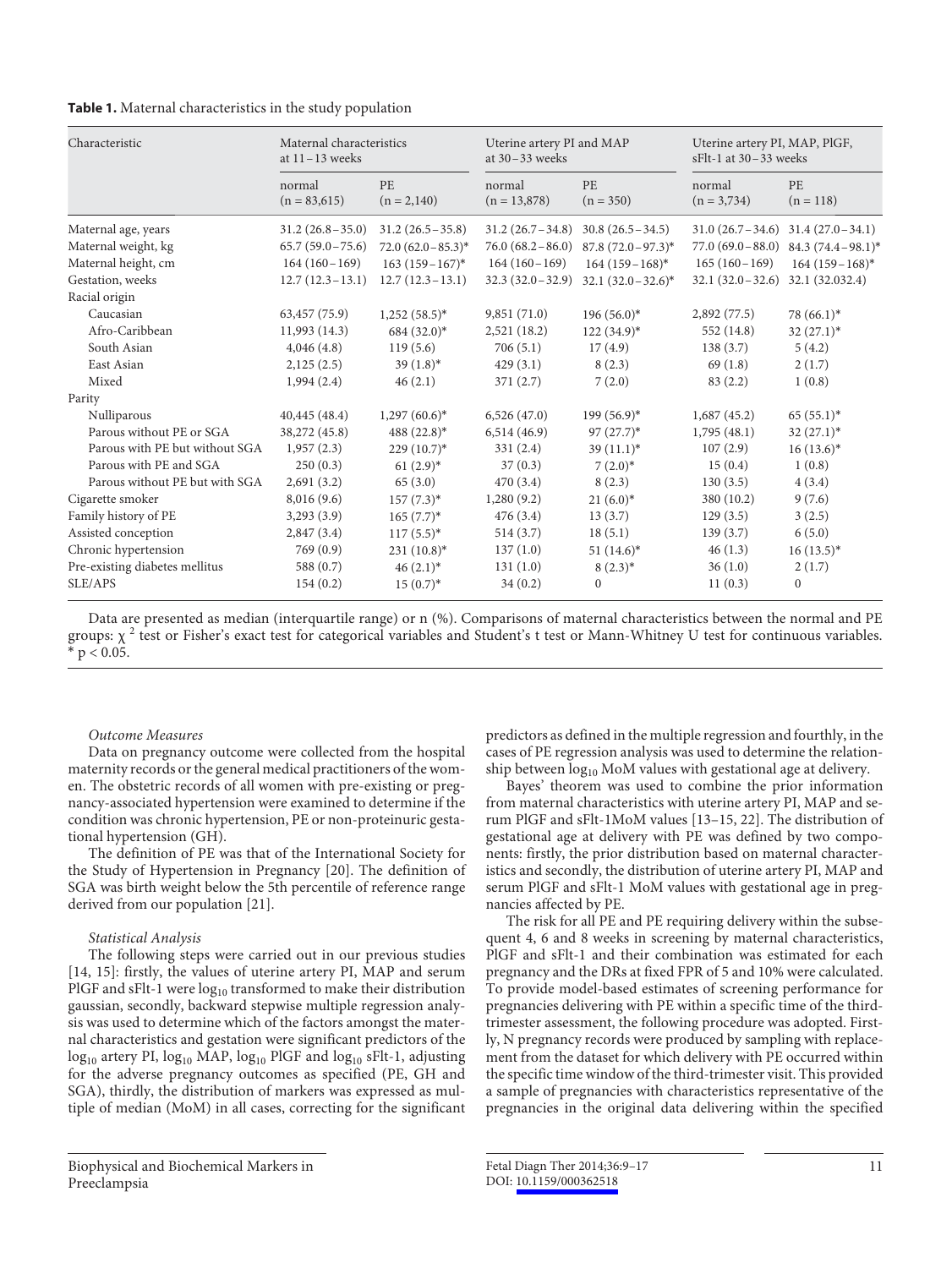**Table 1.** Maternal characteristics in the study population

| Characteristic | Maternal characteristics at 11–13 weeks | | Uterine artery PI and MAP at 30–33 weeks | | Uterine artery PI, MAP, PlGF, sFlt-1 at 30–33 weeks | |
|---|---|---|---|---|---|---|
| | normal (n = 83,615) | PE (n = 2,140) | normal (n = 13,878) | PE (n = 350) | normal (n = 3,734) | PE (n = 118) |
| Maternal age, years | 31.2 (26.8–35.0) | 31.2 (26.5–35.8) | 31.2 (26.7–34.8) | 30.8 (26.5–34.5) | 31.0 (26.7–34.6) | 31.4 (27.0–34.1) |
| Maternal weight, kg | 65.7 (59.0–75.6) | 72.0 (62.0–85.3)* | 76.0 (68.2–86.0) | 87.8 (72.0–97.3)* | 77.0 (69.0–88.0) | 84.3 (74.4–98.1)* |
| Maternal height, cm | 164 (160–169) | 163 (159–167)* | 164 (160–169) | 164 (159–168)* | 165 (160–169) | 164 (159–168)* |
| Gestation, weeks | 12.7 (12.3–13.1) | 12.7 (12.3–13.1) | 32.3 (32.0–32.9) | 32.1 (32.0–32.6)* | 32.1 (32.0–32.6) | 32.1 (32.032.4) |
| Racial origin | | | | | | |
| Caucasian | 63,457 (75.9) | 1,252 (58.5)* | 9,851 (71.0) | 196 (56.0)* | 2,892 (77.5) | 78 (66.1)* |
| Afro-Caribbean | 11,993 (14.3) | 684 (32.0)* | 2,521 (18.2) | 122 (34.9)* | 552 (14.8) | 32 (27.1)* |
| South Asian | 4,046 (4.8) | 119 (5.6) | 706 (5.1) | 17 (4.9) | 138 (3.7) | 5 (4.2) |
| East Asian | 2,125 (2.5) | 39 (1.8)* | 429 (3.1) | 8 (2.3) | 69 (1.8) | 2 (1.7) |
| Mixed | 1,994 (2.4) | 46 (2.1) | 371 (2.7) | 7 (2.0) | 83 (2.2) | 1 (0.8) |
| Parity | | | | | | |
| Nulliparous | 40,445 (48.4) | 1,297 (60.6)* | 6,526 (47.0) | 199 (56.9)* | 1,687 (45.2) | 65 (55.1)* |
| Parous without PE or SGA | 38,272 (45.8) | 488 (22.8)* | 6,514 (46.9) | 97 (27.7)* | 1,795 (48.1) | 32 (27.1)* |
| Parous with PE but without SGA | 1,957 (2.3) | 229 (10.7)* | 331 (2.4) | 39 (11.1)* | 107 (2.9) | 16 (13.6)* |
| Parous with PE and SGA | 250 (0.3) | 61 (2.9)* | 37 (0.3) | 7 (2.0)* | 15 (0.4) | 1 (0.8) |
| Parous without PE but with SGA | 2,691 (3.2) | 65 (3.0) | 470 (3.4) | 8 (2.3) | 130 (3.5) | 4 (3.4) |
| Cigarette smoker | 8,016 (9.6) | 157 (7.3)* | 1,280 (9.2) | 21 (6.0)* | 380 (10.2) | 9 (7.6) |
| Family history of PE | 3,293 (3.9) | 165 (7.7)* | 476 (3.4) | 13 (3.7) | 129 (3.5) | 3 (2.5) |
| Assisted conception | 2,847 (3.4) | 117 (5.5)* | 514 (3.7) | 18 (5.1) | 139 (3.7) | 6 (5.0) |
| Chronic hypertension | 769 (0.9) | 231 (10.8)* | 137 (1.0) | 51 (14.6)* | 46 (1.3) | 16 (13.5)* |
| Pre-existing diabetes mellitus | 588 (0.7) | 46 (2.1)* | 131 (1.0) | 8 (2.3)* | 36 (1.0) | 2 (1.7) |
| SLE/APS | 154 (0.2) | 15 (0.7)* | 34 (0.2) | 0 | 11 (0.3) | 0 |

Data are presented as median (interquartile range) or n (%). Comparisons of maternal characteristics between the normal and PE groups: $\chi^2$ test or Fisher's exact test for categorical variables and Student's t test or Mann-Whitney U test for continuous variables. * $p < 0.05$.

*Outcome Measures*

Data on pregnancy outcome were collected from the hospital maternity records or the general medical practitioners of the women. The obstetric records of all women with pre-existing or pregnancy-associated hypertension were examined to determine if the condition was chronic hypertension, PE or non-proteinuric gestational hypertension (GH).

The definition of PE was that of the International Society for the Study of Hypertension in Pregnancy [20]. The definition of SGA was birth weight below the 5th percentile of reference range derived from our population [21].

*Statistical Analysis*

The following steps were carried out in our previous studies [14, 15]: firstly, the values of uterine artery PI, MAP and serum PlGF and sFlt-1 were $\log_{10}$ transformed to make their distribution gaussian, secondly, backward stepwise multiple regression analysis was used to determine which of the factors amongst the maternal characteristics and gestation were significant predictors of the $\log_{10}$ artery PI, $\log_{10}$ MAP, $\log_{10}$ PlGF and $\log_{10}$ sFlt-1, adjusting for the adverse pregnancy outcomes as specified (PE, GH and SGA), thirdly, the distribution of markers was expressed as multiple of median (MoM) in all cases, correcting for the significant predictors as defined in the multiple regression and fourthly, in the cases of PE regression analysis was used to determine the relationship between $\log_{10}$ MoM values with gestational age at delivery.

Bayes' theorem was used to combine the prior information from maternal characteristics with uterine artery PI, MAP and serum PlGF and sFlt-1MoM values [13–15, 22]. The distribution of gestational age at delivery with PE was defined by two components: firstly, the prior distribution based on maternal characteristics and secondly, the distribution of uterine artery PI, MAP and serum PlGF and sFlt-1 MoM values with gestational age in pregnancies affected by PE.

The risk for all PE and PE requiring delivery within the subsequent 4, 6 and 8 weeks in screening by maternal characteristics, PlGF and sFlt-1 and their combination was estimated for each pregnancy and the DRs at fixed FPR of 5 and 10% were calculated. To provide model-based estimates of screening performance for pregnancies delivering with PE within a specific time of the third-trimester assessment, the following procedure was adopted. Firstly, N pregnancy records were produced by sampling with replacement from the dataset for which delivery with PE occurred within the specific time window of the third-trimester visit. This provided a sample of pregnancies with characteristics representative of the pregnancies in the original data delivering within the specified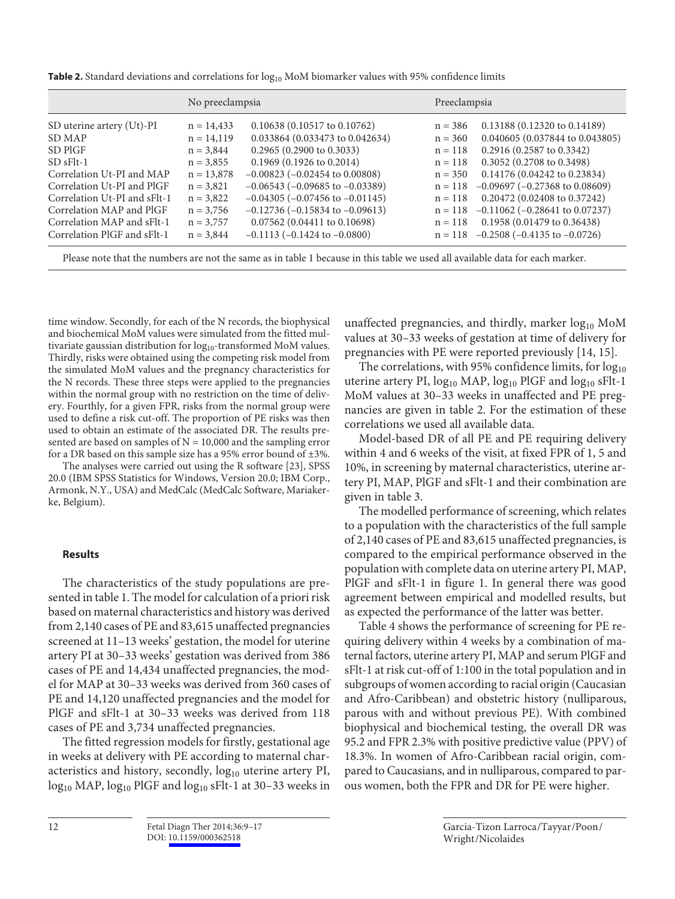**Table 2.** Standard deviations and correlations for $\log_{10}$ MoM biomarker values with 95% confidence limits

| | No preeclampsia | | Preeclampsia | |
|---|---|---|---|---|
| SD uterine artery (Ut)-PI | n = 14,433 | 0.10638 (0.10517 to 0.10762) | n = 386 | 0.13188 (0.12320 to 0.14189) |
| SD MAP | n = 14,119 | 0.033864 (0.033473 to 0.042634) | n = 360 | 0.040605 (0.037844 to 0.043805) |
| SD PlGF | n = 3,844 | 0.2965 (0.2900 to 0.3033) | n = 118 | 0.2916 (0.2587 to 0.3342) |
| SD sFlt-1 | n = 3,855 | 0.1969 (0.1926 to 0.2014) | n = 118 | 0.3052 (0.2708 to 0.3498) |
| Correlation Ut-PI and MAP | n = 13,878 | –0.00823 (–0.02454 to 0.00808) | n = 350 | 0.14176 (0.04242 to 0.23834) |
| Correlation Ut-PI and PlGF | n = 3,821 | –0.06543 (–0.09685 to –0.03389) | n = 118 | –0.09697 (–0.27368 to 0.08609) |
| Correlation Ut-PI and sFlt-1 | n = 3,822 | –0.04305 (–0.07456 to –0.01145) | n = 118 | 0.20472 (0.02408 to 0.37242) |
| Correlation MAP and PlGF | n = 3,756 | –0.12736 (–0.15834 to –0.09613) | n = 118 | –0.11062 (–0.28641 to 0.07237) |
| Correlation MAP and sFlt-1 | n = 3,757 | 0.07562 (0.04411 to 0.10698) | n = 118 | 0.1958 (0.01479 to 0.36438) |
| Correlation PlGF and sFlt-1 | n = 3,844 | –0.1113 (–0.1424 to –0.0800) | n = 118 | –0.2508 (–0.4135 to –0.0726) |

Please note that the numbers are not the same as in table 1 because in this table we used all available data for each marker.

time window. Secondly, for each of the N records, the biophysical and biochemical MoM values were simulated from the fitted multivariate gaussian distribution for $\log_{10}$-transformed MoM values. Thirdly, risks were obtained using the competing risk model from the simulated MoM values and the pregnancy characteristics for the N records. These three steps were applied to the pregnancies within the normal group with no restriction on the time of delivery. Fourthly, for a given FPR, risks from the normal group were used to define a risk cut-off. The proportion of PE risks was then used to obtain an estimate of the associated DR. The results presented are based on samples of N = 10,000 and the sampling error for a DR based on this sample size has a 95% error bound of ±3%.

The analyses were carried out using the R software [23], SPSS 20.0 (IBM SPSS Statistics for Windows, Version 20.0; IBM Corp., Armonk, N.Y., USA) and MedCalc (MedCalc Software, Mariakerke, Belgium).

## Results

The characteristics of the study populations are presented in table 1. The model for calculation of a priori risk based on maternal characteristics and history was derived from 2,140 cases of PE and 83,615 unaffected pregnancies screened at 11–13 weeks' gestation, the model for uterine artery PI at 30–33 weeks' gestation was derived from 386 cases of PE and 14,434 unaffected pregnancies, the model for MAP at 30–33 weeks was derived from 360 cases of PE and 14,120 unaffected pregnancies and the model for PlGF and sFlt-1 at 30–33 weeks was derived from 118 cases of PE and 3,734 unaffected pregnancies.

The fitted regression models for firstly, gestational age in weeks at delivery with PE according to maternal characteristics and history, secondly, $\log_{10}$ uterine artery PI, $\log_{10}$ MAP, $\log_{10}$ PlGF and $\log_{10}$ sFlt-1 at 30–33 weeks in unaffected pregnancies, and thirdly, marker $\log_{10}$ MoM values at 30–33 weeks of gestation at time of delivery for pregnancies with PE were reported previously [14, 15].

The correlations, with 95% confidence limits, for $\log_{10}$ uterine artery PI, $\log_{10}$ MAP, $\log_{10}$ PlGF and $\log_{10}$ sFlt-1 MoM values at 30–33 weeks in unaffected and PE pregnancies are given in table 2. For the estimation of these correlations we used all available data.

Model-based DR of all PE and PE requiring delivery within 4 and 6 weeks of the visit, at fixed FPR of 1, 5 and 10%, in screening by maternal characteristics, uterine artery PI, MAP, PlGF and sFlt-1 and their combination are given in table 3.

The modelled performance of screening, which relates to a population with the characteristics of the full sample of 2,140 cases of PE and 83,615 unaffected pregnancies, is compared to the empirical performance observed in the population with complete data on uterine artery PI, MAP, PlGF and sFlt-1 in figure 1. In general there was good agreement between empirical and modelled results, but as expected the performance of the latter was better.

Table 4 shows the performance of screening for PE requiring delivery within 4 weeks by a combination of maternal factors, uterine artery PI, MAP and serum PlGF and sFlt-1 at risk cut-off of 1:100 in the total population and in subgroups of women according to racial origin (Caucasian and Afro-Caribbean) and obstetric history (nulliparous, parous with and without previous PE). With combined biophysical and biochemical testing, the overall DR was 95.2 and FPR 2.3% with positive predictive value (PPV) of 18.3%. In women of Afro-Caribbean racial origin, compared to Caucasians, and in nulliparous, compared to parous women, both the FPR and DR for PE were higher.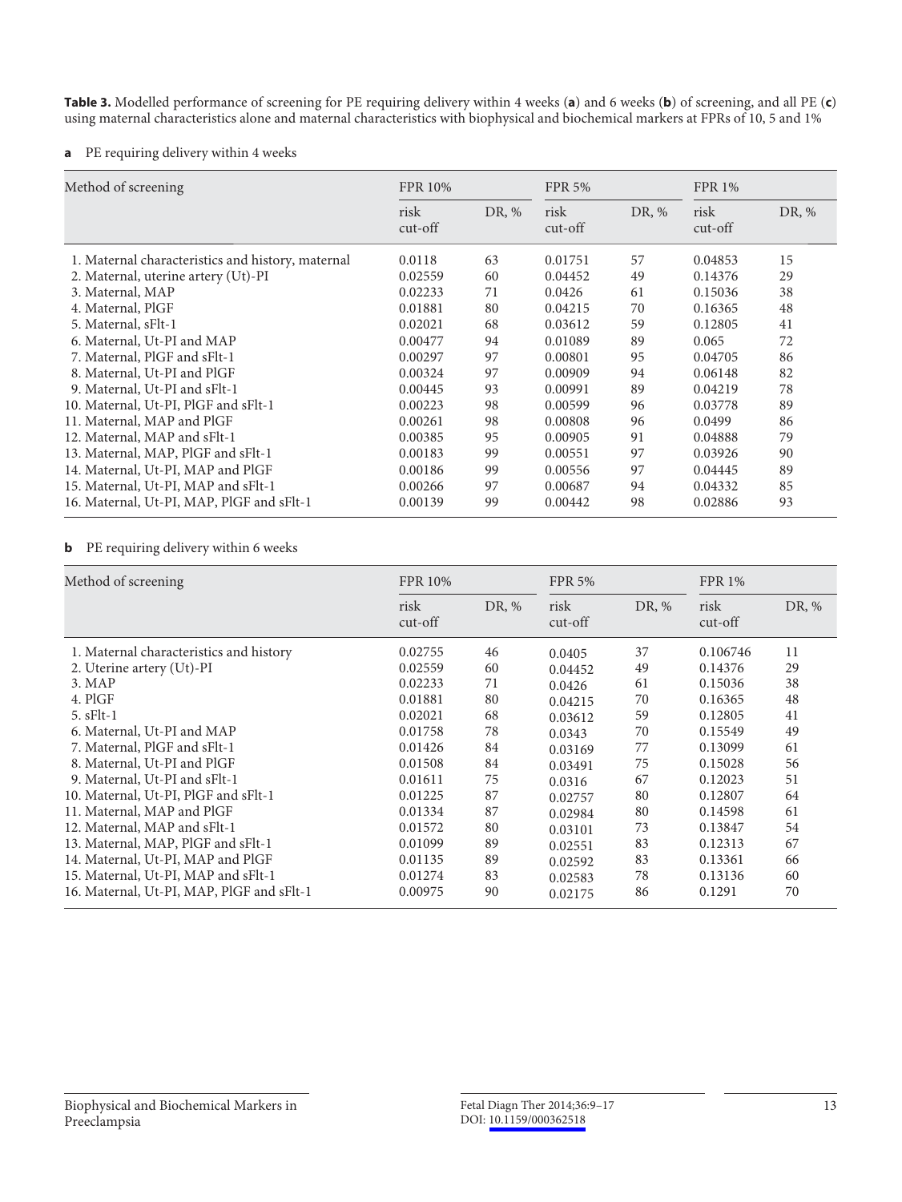**Table 3.** Modelled performance of screening for PE requiring delivery within 4 weeks (**a**) and 6 weeks (**b**) of screening, and all PE (**c**) using maternal characteristics alone and maternal characteristics with biophysical and biochemical markers at FPRs of 10, 5 and 1%

**a** PE requiring delivery within 4 weeks

| Method of screening | FPR 10% | | FPR 5% | | FPR 1% | |
|---|---|---|---|---|---|---|
| | risk cut-off | DR, % | risk cut-off | DR, % | risk cut-off | DR, % |
| 1. Maternal characteristics and history, maternal | 0.0118 | 63 | 0.01751 | 57 | 0.04853 | 15 |
| 2. Maternal, uterine artery (Ut)-PI | 0.02559 | 60 | 0.04452 | 49 | 0.14376 | 29 |
| 3. Maternal, MAP | 0.02233 | 71 | 0.0426 | 61 | 0.15036 | 38 |
| 4. Maternal, PlGF | 0.01881 | 80 | 0.04215 | 70 | 0.16365 | 48 |
| 5. Maternal, sFlt-1 | 0.02021 | 68 | 0.03612 | 59 | 0.12805 | 41 |
| 6. Maternal, Ut-PI and MAP | 0.00477 | 94 | 0.01089 | 89 | 0.065 | 72 |
| 7. Maternal, PlGF and sFlt-1 | 0.00297 | 97 | 0.00801 | 95 | 0.04705 | 86 |
| 8. Maternal, Ut-PI and PlGF | 0.00324 | 97 | 0.00909 | 94 | 0.06148 | 82 |
| 9. Maternal, Ut-PI and sFlt-1 | 0.00445 | 93 | 0.00991 | 89 | 0.04219 | 78 |
| 10. Maternal, Ut-PI, PlGF and sFlt-1 | 0.00223 | 98 | 0.00599 | 96 | 0.03778 | 89 |
| 11. Maternal, MAP and PlGF | 0.00261 | 98 | 0.00808 | 96 | 0.0499 | 86 |
| 12. Maternal, MAP and sFlt-1 | 0.00385 | 95 | 0.00905 | 91 | 0.04888 | 79 |
| 13. Maternal, MAP, PlGF and sFlt-1 | 0.00183 | 99 | 0.00551 | 97 | 0.03926 | 90 |
| 14. Maternal, Ut-PI, MAP and PlGF | 0.00186 | 99 | 0.00556 | 97 | 0.04445 | 89 |
| 15. Maternal, Ut-PI, MAP and sFlt-1 | 0.00266 | 97 | 0.00687 | 94 | 0.04332 | 85 |
| 16. Maternal, Ut-PI, MAP, PlGF and sFlt-1 | 0.00139 | 99 | 0.00442 | 98 | 0.02886 | 93 |

**b** PE requiring delivery within 6 weeks

| Method of screening | FPR 10% | | FPR 5% | | FPR 1% | |
|---|---|---|---|---|---|---|
| | risk cut-off | DR, % | risk cut-off | DR, % | risk cut-off | DR, % |
| 1. Maternal characteristics and history | 0.02755 | 46 | 0.0405 | 37 | 0.106746 | 11 |
| 2. Uterine artery (Ut)-PI | 0.02559 | 60 | 0.04452 | 49 | 0.14376 | 29 |
| 3. MAP | 0.02233 | 71 | 0.0426 | 61 | 0.15036 | 38 |
| 4. PlGF | 0.01881 | 80 | 0.04215 | 70 | 0.16365 | 48 |
| 5. sFlt-1 | 0.02021 | 68 | 0.03612 | 59 | 0.12805 | 41 |
| 6. Maternal, Ut-PI and MAP | 0.01758 | 78 | 0.0343 | 70 | 0.15549 | 49 |
| 7. Maternal, PlGF and sFlt-1 | 0.01426 | 84 | 0.03169 | 77 | 0.13099 | 61 |
| 8. Maternal, Ut-PI and PlGF | 0.01508 | 84 | 0.03491 | 75 | 0.15028 | 56 |
| 9. Maternal, Ut-PI and sFlt-1 | 0.01611 | 75 | 0.0316 | 67 | 0.12023 | 51 |
| 10. Maternal, Ut-PI, PlGF and sFlt-1 | 0.01225 | 87 | 0.02757 | 80 | 0.12807 | 64 |
| 11. Maternal, MAP and PlGF | 0.01334 | 87 | 0.02984 | 80 | 0.14598 | 61 |
| 12. Maternal, MAP and sFlt-1 | 0.01572 | 80 | 0.03101 | 73 | 0.13847 | 54 |
| 13. Maternal, MAP, PlGF and sFlt-1 | 0.01099 | 89 | 0.02551 | 83 | 0.12313 | 67 |
| 14. Maternal, Ut-PI, MAP and PlGF | 0.01135 | 89 | 0.02592 | 83 | 0.13361 | 66 |
| 15. Maternal, Ut-PI, MAP and sFlt-1 | 0.01274 | 83 | 0.02583 | 78 | 0.13136 | 60 |
| 16. Maternal, Ut-PI, MAP, PlGF and sFlt-1 | 0.00975 | 90 | 0.02175 | 86 | 0.1291 | 70 |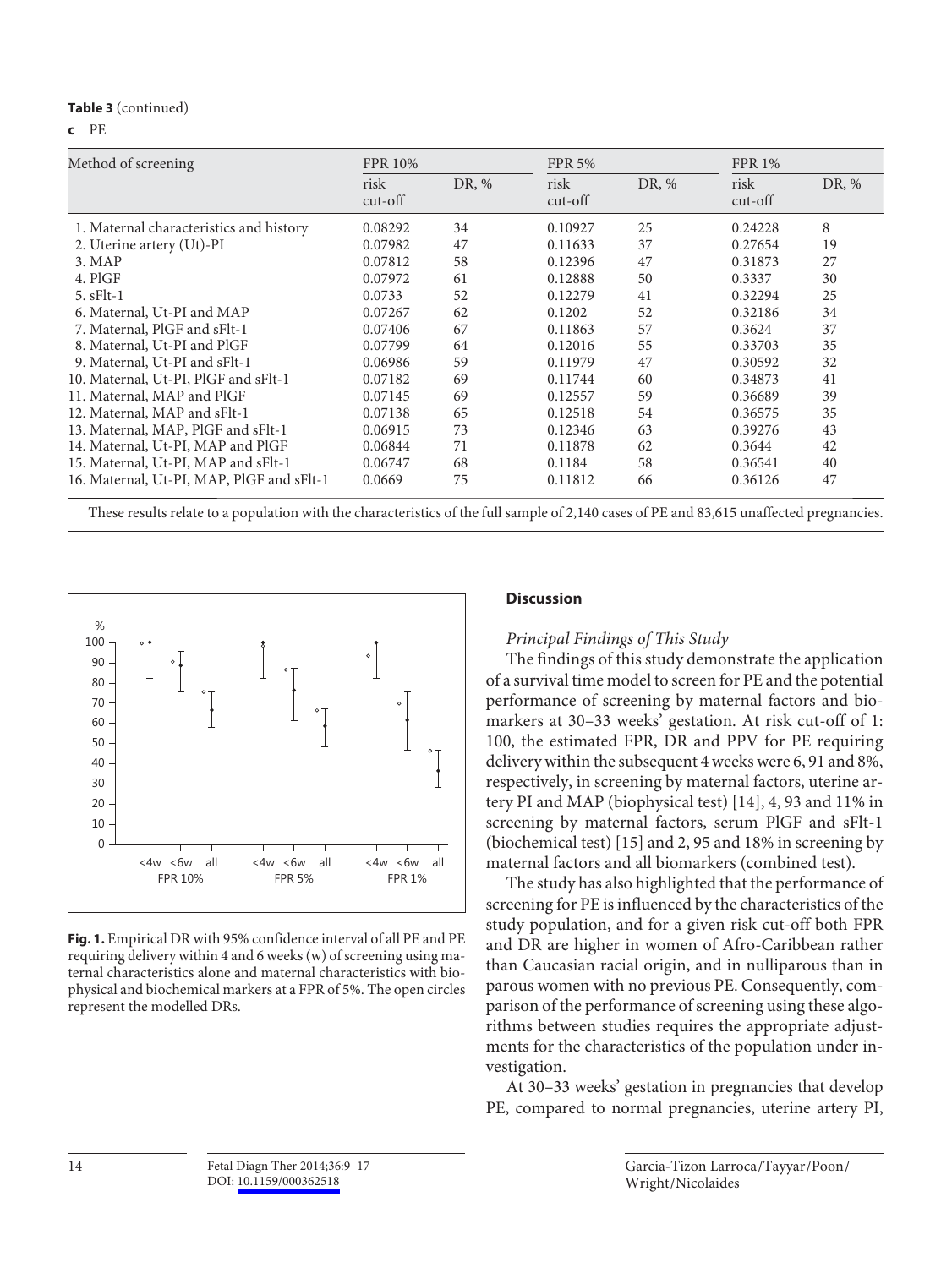**Table 3** (continued)

**c** PE

| Method of screening | FPR 10% | | FPR 5% | | FPR 1% | |
|---|---|---|---|---|---|---|
| | risk cut-off | DR, % | risk cut-off | DR, % | risk cut-off | DR, % |
| 1. Maternal characteristics and history | 0.08292 | 34 | 0.10927 | 25 | 0.24228 | 8 |
| 2. Uterine artery (Ut)-PI | 0.07982 | 47 | 0.11633 | 37 | 0.27654 | 19 |
| 3. MAP | 0.07812 | 58 | 0.12396 | 47 | 0.31873 | 27 |
| 4. PlGF | 0.07972 | 61 | 0.12888 | 50 | 0.3337 | 30 |
| 5. sFlt-1 | 0.0733 | 52 | 0.12279 | 41 | 0.32294 | 25 |
| 6. Maternal, Ut-PI and MAP | 0.07267 | 62 | 0.1202 | 52 | 0.32186 | 34 |
| 7. Maternal, PlGF and sFlt-1 | 0.07406 | 67 | 0.11863 | 57 | 0.3624 | 37 |
| 8. Maternal, Ut-PI and PlGF | 0.07799 | 64 | 0.12016 | 55 | 0.33703 | 35 |
| 9. Maternal, Ut-PI and sFlt-1 | 0.06986 | 59 | 0.11979 | 47 | 0.30592 | 32 |
| 10. Maternal, Ut-PI, PlGF and sFlt-1 | 0.07182 | 69 | 0.11744 | 60 | 0.34873 | 41 |
| 11. Maternal, MAP and PlGF | 0.07145 | 69 | 0.12557 | 59 | 0.36689 | 39 |
| 12. Maternal, MAP and sFlt-1 | 0.07138 | 65 | 0.12518 | 54 | 0.36575 | 35 |
| 13. Maternal, MAP, PlGF and sFlt-1 | 0.06915 | 73 | 0.12346 | 63 | 0.39276 | 43 |
| 14. Maternal, Ut-PI, MAP and PlGF | 0.06844 | 71 | 0.11878 | 62 | 0.3644 | 42 |
| 15. Maternal, Ut-PI, MAP and sFlt-1 | 0.06747 | 68 | 0.1184 | 58 | 0.36541 | 40 |
| 16. Maternal, Ut-PI, MAP, PlGF and sFlt-1 | 0.0669 | 75 | 0.11812 | 66 | 0.36126 | 47 |

These results relate to a population with the characteristics of the full sample of 2,140 cases of PE and 83,615 unaffected pregnancies.

**Fig. 1.** Empirical DR with 95% confidence interval of all PE and PE requiring delivery within 4 and 6 weeks (w) of screening using maternal characteristics alone and maternal characteristics with biophysical and biochemical markers at a FPR of 5%. The open circles represent the modelled DRs.

## Discussion

### *Principal Findings of This Study*

The findings of this study demonstrate the application of a survival time model to screen for PE and the potential performance of screening by maternal factors and biomarkers at 30–33 weeks' gestation. At risk cut-off of 1:100, the estimated FPR, DR and PPV for PE requiring delivery within the subsequent 4 weeks were 6, 91 and 8%, respectively, in screening by maternal factors, uterine artery PI and MAP (biophysical test) [14], 4, 93 and 11% in screening by maternal factors, serum PlGF and sFlt-1 (biochemical test) [15] and 2, 95 and 18% in screening by maternal factors and all biomarkers (combined test).

The study has also highlighted that the performance of screening for PE is influenced by the characteristics of the study population, and for a given risk cut-off both FPR and DR are higher in women of Afro-Caribbean rather than Caucasian racial origin, and in nulliparous than in parous women with no previous PE. Consequently, comparison of the performance of screening using these algorithms between studies requires the appropriate adjustments for the characteristics of the population under investigation.

At 30–33 weeks' gestation in pregnancies that develop PE, compared to normal pregnancies, uterine artery PI,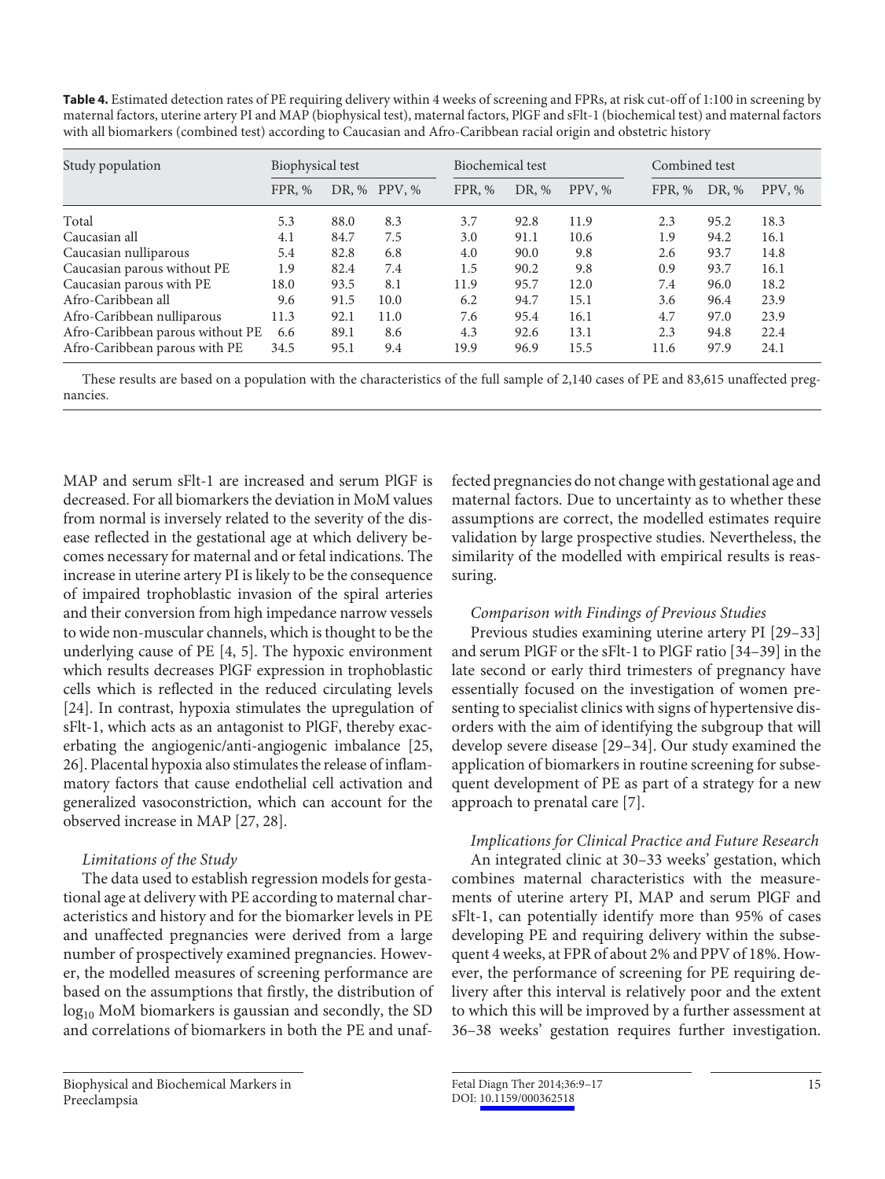**Table 4.** Estimated detection rates of PE requiring delivery within 4 weeks of screening and FPRs, at risk cut-off of 1:100 in screening by maternal factors, uterine artery PI and MAP (biophysical test), maternal factors, PlGF and sFlt-1 (biochemical test) and maternal factors with all biomarkers (combined test) according to Caucasian and Afro-Caribbean racial origin and obstetric history

| Study population | Biophysical test | | | Biochemical test | | | Combined test | | |
|---|---|---|---|---|---|---|---|---|---|
| | FPR, % | DR, % | PPV, % | FPR, % | DR, % | PPV, % | FPR, % | DR, % | PPV, % |
| Total | 5.3 | 88.0 | 8.3 | 3.7 | 92.8 | 11.9 | 2.3 | 95.2 | 18.3 |
| Caucasian all | 4.1 | 84.7 | 7.5 | 3.0 | 91.1 | 10.6 | 1.9 | 94.2 | 16.1 |
| Caucasian nulliparous | 5.4 | 82.8 | 6.8 | 4.0 | 90.0 | 9.8 | 2.6 | 93.7 | 14.8 |
| Caucasian parous without PE | 1.9 | 82.4 | 7.4 | 1.5 | 90.2 | 9.8 | 0.9 | 93.7 | 16.1 |
| Caucasian parous with PE | 18.0 | 93.5 | 8.1 | 11.9 | 95.7 | 12.0 | 7.4 | 96.0 | 18.2 |
| Afro-Caribbean all | 9.6 | 91.5 | 10.0 | 6.2 | 94.7 | 15.1 | 3.6 | 96.4 | 23.9 |
| Afro-Caribbean nulliparous | 11.3 | 92.1 | 11.0 | 7.6 | 95.4 | 16.1 | 4.7 | 97.0 | 23.9 |
| Afro-Caribbean parous without PE | 6.6 | 89.1 | 8.6 | 4.3 | 92.6 | 13.1 | 2.3 | 94.8 | 22.4 |
| Afro-Caribbean parous with PE | 34.5 | 95.1 | 9.4 | 19.9 | 96.9 | 15.5 | 11.6 | 97.9 | 24.1 |

These results are based on a population with the characteristics of the full sample of 2,140 cases of PE and 83,615 unaffected pregnancies.

MAP and serum sFlt-1 are increased and serum PlGF is decreased. For all biomarkers the deviation in MoM values from normal is inversely related to the severity of the disease reflected in the gestational age at which delivery becomes necessary for maternal and or fetal indications. The increase in uterine artery PI is likely to be the consequence of impaired trophoblastic invasion of the spiral arteries and their conversion from high impedance narrow vessels to wide non-muscular channels, which is thought to be the underlying cause of PE [4, 5]. The hypoxic environment which results decreases PlGF expression in trophoblastic cells which is reflected in the reduced circulating levels [24]. In contrast, hypoxia stimulates the upregulation of sFlt-1, which acts as an antagonist to PlGF, thereby exacerbating the angiogenic/anti-angiogenic imbalance [25, 26]. Placental hypoxia also stimulates the release of inflammatory factors that cause endothelial cell activation and generalized vasoconstriction, which can account for the observed increase in MAP [27, 28].

*Limitations of the Study*

The data used to establish regression models for gestational age at delivery with PE according to maternal characteristics and history and for the biomarker levels in PE and unaffected pregnancies were derived from a large number of prospectively examined pregnancies. However, the modelled measures of screening performance are based on the assumptions that firstly, the distribution of $\log_{10}$ MoM biomarkers is gaussian and secondly, the SD and correlations of biomarkers in both the PE and unaffected pregnancies do not change with gestational age and maternal factors. Due to uncertainty as to whether these assumptions are correct, the modelled estimates require validation by large prospective studies. Nevertheless, the similarity of the modelled with empirical results is reassuring.

*Comparison with Findings of Previous Studies*

Previous studies examining uterine artery PI [29–33] and serum PlGF or the sFlt-1 to PlGF ratio [34–39] in the late second or early third trimesters of pregnancy have essentially focused on the investigation of women presenting to specialist clinics with signs of hypertensive disorders with the aim of identifying the subgroup that will develop severe disease [29–34]. Our study examined the application of biomarkers in routine screening for subsequent development of PE as part of a strategy for a new approach to prenatal care [7].

*Implications for Clinical Practice and Future Research*

An integrated clinic at 30–33 weeks' gestation, which combines maternal characteristics with the measurements of uterine artery PI, MAP and serum PlGF and sFlt-1, can potentially identify more than 95% of cases developing PE and requiring delivery within the subsequent 4 weeks, at FPR of about 2% and PPV of 18%. However, the performance of screening for PE requiring delivery after this interval is relatively poor and the extent to which this will be improved by a further assessment at 36–38 weeks' gestation requires further investigation.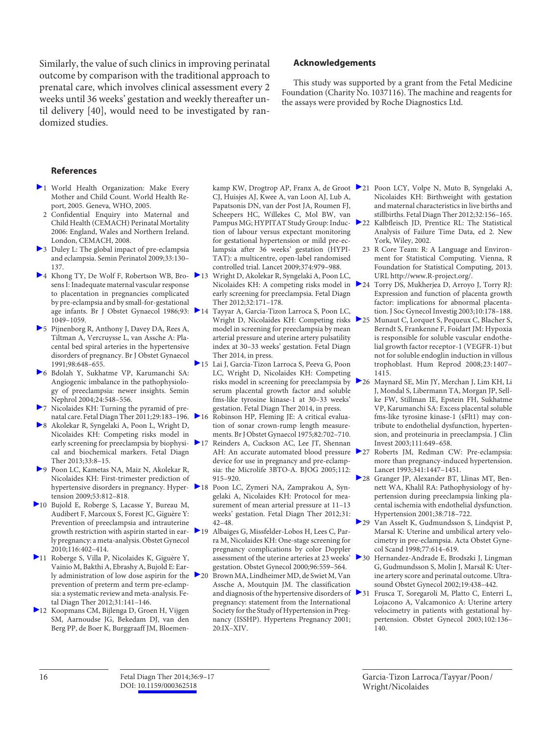Similarly, the value of such clinics in improving perinatal outcome by comparison with the traditional approach to prenatal care, which involves clinical assessment every 2 weeks until 36 weeks' gestation and weekly thereafter until delivery [40], would need to be investigated by randomized studies.

## Acknowledgements

This study was supported by a grant from the Fetal Medicine Foundation (Charity No. 1037116). The machine and reagents for the assays were provided by Roche Diagnostics Ltd.

## References

1. World Health Organization: Make Every Mother and Child Count. World Health Report, 2005. Geneva, WHO, 2005.
2. Confidential Enquiry into Maternal and Child Health (CEMACH) Perinatal Mortality 2006: England, Wales and Northern Ireland. London, CEMACH, 2008.
3. Duley L: The global impact of pre-eclampsia and eclampsia. Semin Perinatol 2009;33:130–137.
4. Khong TY, De Wolf F, Robertson WB, Brosens I: Inadequate maternal vascular response to placentation in pregnancies complicated by pre-eclampsia and by small-for-gestational age infants. Br J Obstet Gynaecol 1986;93:1049–1059.
5. Pijnenborg R, Anthony J, Davey DA, Rees A, Tiltman A, Vercruysse L, van Assche A: Placental bed spiral arteries in the hypertensive disorders of pregnancy. Br J Obstet Gynaecol 1991;98:648–655.
6. Bdolah Y, Sukhatme VP, Karumanchi SA: Angiogenic imbalance in the pathophysiology of preeclampsia: newer insights. Semin Nephrol 2004;24:548–556.
7. Nicolaides KH: Turning the pyramid of prenatal care. Fetal Diagn Ther 2011;29:183–196.
8. Akolekar R, Syngelaki A, Poon L, Wright D, Nicolaides KH: Competing risks model in early screening for preeclampsia by biophysical and biochemical markers. Fetal Diagn Ther 2013;33:8–15.
9. Poon LC, Kametas NA, Maiz N, Akolekar R, Nicolaides KH: First-trimester prediction of hypertensive disorders in pregnancy. Hypertension 2009;53:812–818.
10. Bujold E, Roberge S, Lacasse Y, Bureau M, Audibert F, Marcoux S, Forest JC, Giguère Y: Prevention of preeclampsia and intrauterine growth restriction with aspirin started in early pregnancy: a meta-analysis. Obstet Gynecol 2010;116:402–414.
11. Roberge S, Villa P, Nicolaides K, Giguère Y, Vainio M, Bakthi A, Ebrashy A, Bujold E: Early administration of low dose aspirin for the prevention of preterm and term pre-eclampsia: a systematic review and meta-analysis. Fetal Diagn Ther 2012;31:141–146.
12. Koopmans CM, Bijlenga D, Groen H, Vijgen SM, Aarnoudse JG, Bekedam DJ, van den Berg PP, de Boer K, Burggraaff JM, Bloemenkamp KW, Drogtrop AP, Franx A, de Groot CJ, Huisjes AJ, Kwee A, van Loon AJ, Lub A, Papatsonis DN, van der Post JA, Roumen FJ, Scheepers HC, Willekes C, Mol BW, van Pampus MG; HYPITAT Study Group: Induction of labour versus expectant monitoring for gestational hypertension or mild pre-eclampsia after 36 weeks' gestation (HYPITAT): a multicentre, open-label randomised controlled trial. Lancet 2009;374:979–988.
13. Wright D, Akolekar R, Syngelaki A, Poon LC, Nicolaides KH: A competing risks model in early screening for preeclampsia. Fetal Diagn Ther 2012;32:171–178.
14. Tayyar A, Garcia-Tizon Larroca S, Poon LC, Wright D, Nicolaides KH: Competing risks model in screening for preeclampsia by mean arterial pressure and uterine artery pulsatility index at 30–33 weeks' gestation. Fetal Diagn Ther 2014, in press.
15. Lai J, Garcia-Tizon Larroca S, Peeva G, Poon LC, Wright D, Nicolaides KH: Competing risks model in screening for preeclampsia by serum placental growth factor and soluble fms-like tyrosine kinase-1 at 30–33 weeks' gestation. Fetal Diagn Ther 2014, in press.
16. Robinson HP, Fleming JE: A critical evaluation of sonar crown-rump length measurements. Br J Obstet Gynaecol 1975;82:702–710.
17. Reinders A, Cuckson AC, Lee JT, Shennan AH: An accurate automated blood pressure device for use in pregnancy and pre-eclampsia: the Microlife 3BTO-A. BJOG 2005;112:915–920.
18. Poon LC, Zymeri NA, Zamprakou A, Syngelaki A, Nicolaides KH: Protocol for measurement of mean arterial pressure at 11–13 weeks' gestation. Fetal Diagn Ther 2012;31:42–48.
19. Albaiges G, Missfelder-Lobos H, Lees C, Parra M, Nicolaides KH: One-stage screening for pregnancy complications by color Doppler assessment of the uterine arteries at 23 weeks' gestation. Obstet Gynecol 2000;96:559–564.
20. Brown MA, Lindheimer MD, de Swiet M, Van Assche A, Moutquin JM. The classification and diagnosis of the hypertensive disorders of pregnancy: statement from the International Society for the Study of Hypertension in Pregnancy (ISSHP). Hypertens Pregnancy 2001;20:IX–XIV.
21. Poon LCY, Volpe N, Muto B, Syngelaki A, Nicolaides KH: Birthweight with gestation and maternal characteristics in live births and stillbirths. Fetal Diagn Ther 2012;32:156–165.
22. Kalbfleisch JD, Prentice RL: The Statistical Analysis of Failure Time Data, ed 2. New York, Wiley, 2002.
23. R Core Team: R: A Language and Environment for Statistical Computing. Vienna, R Foundation for Statistical Computing, 2013. URL http://www.R-project.org/.
24. Torry DS, Mukherjea D, Arroyo J, Torry RJ: Expression and function of placenta growth factor: implications for abnormal placentation. J Soc Gynecol Investig 2003;10:178–188.
25. Munaut C, Lorquet S, Pequeux C, Blacher S, Berndt S, Frankenne F, Foidart JM: Hypoxia is responsible for soluble vascular endothelial growth factor receptor-1 (VEGFR-1) but not for soluble endoglin induction in villous trophoblast. Hum Reprod 2008;23:1407–1415.
26. Maynard SE, Min JY, Merchan J, Lim KH, Li J, Mondal S, Libermann TA, Morgan JP, Sellke FW, Stillman IE, Epstein FH, Sukhatme VP, Karumanchi SA: Excess placental soluble fms-like tyrosine kinase-1 (sFlt1) may contribute to endothelial dysfunction, hypertension, and proteinuria in preeclampsia. J Clin Invest 2003;111:649–658.
27. Roberts JM, Redman CW: Pre-eclampsia: more than pregnancy-induced hypertension. Lancet 1993;341:1447–1451.
28. Granger JP, Alexander BT, Llinas MT, Bennett WA, Khalil RA: Pathophysiology of hypertension during preeclampsia linking placental ischemia with endothelial dysfunction. Hypertension 2001;38:718–722.
29. Van Asselt K, Gudmundsson S, Lindqvist P, Marsal K: Uterine and umbilical artery velocimetry in pre-eclampsia. Acta Obstet Gynecol Scand 1998;77:614–619.
30. Hernandez-Andrade E, Brodszki J, Lingman G, Gudmundsson S, Molin J, Marsál K: Uterine artery score and perinatal outcome. Ultrasound Obstet Gynecol 2002;19:438–442.
31. Frusca T, Soregaroli M, Platto C, Enterri L, Lojacono A, Valcamonico A: Uterine artery velocimetry in patients with gestational hypertension. Obstet Gynecol 2003;102:136–140.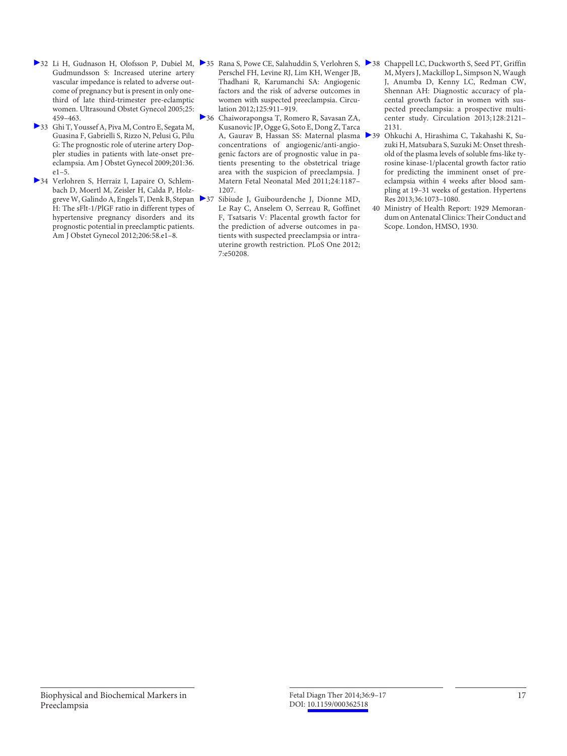32 Li H, Gudnason H, Olofsson P, Dubiel M, Gudmundsson S: Increased uterine artery vascular impedance is related to adverse outcome of pregnancy but is present in only one-third of late third-trimester pre-eclamptic women. Ultrasound Obstet Gynecol 2005;25: 459–463.

33 Ghi T, Youssef A, Piva M, Contro E, Segata M, Guasina F, Gabrielli S, Rizzo N, Pelusi G, Pilu G: The prognostic role of uterine artery Doppler studies in patients with late-onset preeclampsia. Am J Obstet Gynecol 2009;201:36.e1–5.

34 Verlohren S, Herraiz I, Lapaire O, Schlembach D, Moertl M, Zeisler H, Calda P, Holzgreve W, Galindo A, Engels T, Denk B, Stepan H: The sFlt-1/PlGF ratio in different types of hypertensive pregnancy disorders and its prognostic potential in preeclamptic patients. Am J Obstet Gynecol 2012;206:58.e1–8.

35 Rana S, Powe CE, Salahuddin S, Verlohren S, Perschel FH, Levine RJ, Lim KH, Wenger JB, Thadhani R, Karumanchi SA: Angiogenic factors and the risk of adverse outcomes in women with suspected preeclampsia. Circulation 2012;125:911–919.

36 Chaiworapongsa T, Romero R, Savasan ZA, Kusanovic JP, Ogge G, Soto E, Dong Z, Tarca A, Gaurav B, Hassan SS: Maternal plasma concentrations of angiogenic/anti-angiogenic factors are of prognostic value in patients presenting to the obstetrical triage area with the suspicion of preeclampsia. J Matern Fetal Neonatal Med 2011;24:1187–1207.

37 Sibiude J, Guibourdenche J, Dionne MD, Le Ray C, Anselem O, Serreau R, Goffinet F, Tsatsaris V: Placental growth factor for the prediction of adverse outcomes in patients with suspected preeclampsia or intrauterine growth restriction. PLoS One 2012; 7:e50208.

38 Chappell LC, Duckworth S, Seed PT, Griffin M, Myers J, Mackillop L, Simpson N, Waugh J, Anumba D, Kenny LC, Redman CW, Shennan AH: Diagnostic accuracy of placental growth factor in women with suspected preeclampsia: a prospective multicenter study. Circulation 2013;128:2121–2131.

39 Ohkuchi A, Hirashima C, Takahashi K, Suzuki H, Matsubara S, Suzuki M: Onset threshold of the plasma levels of soluble fms-like tyrosine kinase-1/placental growth factor ratio for predicting the imminent onset of preeclampsia within 4 weeks after blood sampling at 19–31 weeks of gestation. Hypertens Res 2013;36:1073–1080.

40 Ministry of Health Report: 1929 Memorandum on Antenatal Clinics: Their Conduct and Scope. London, HMSO, 1930.